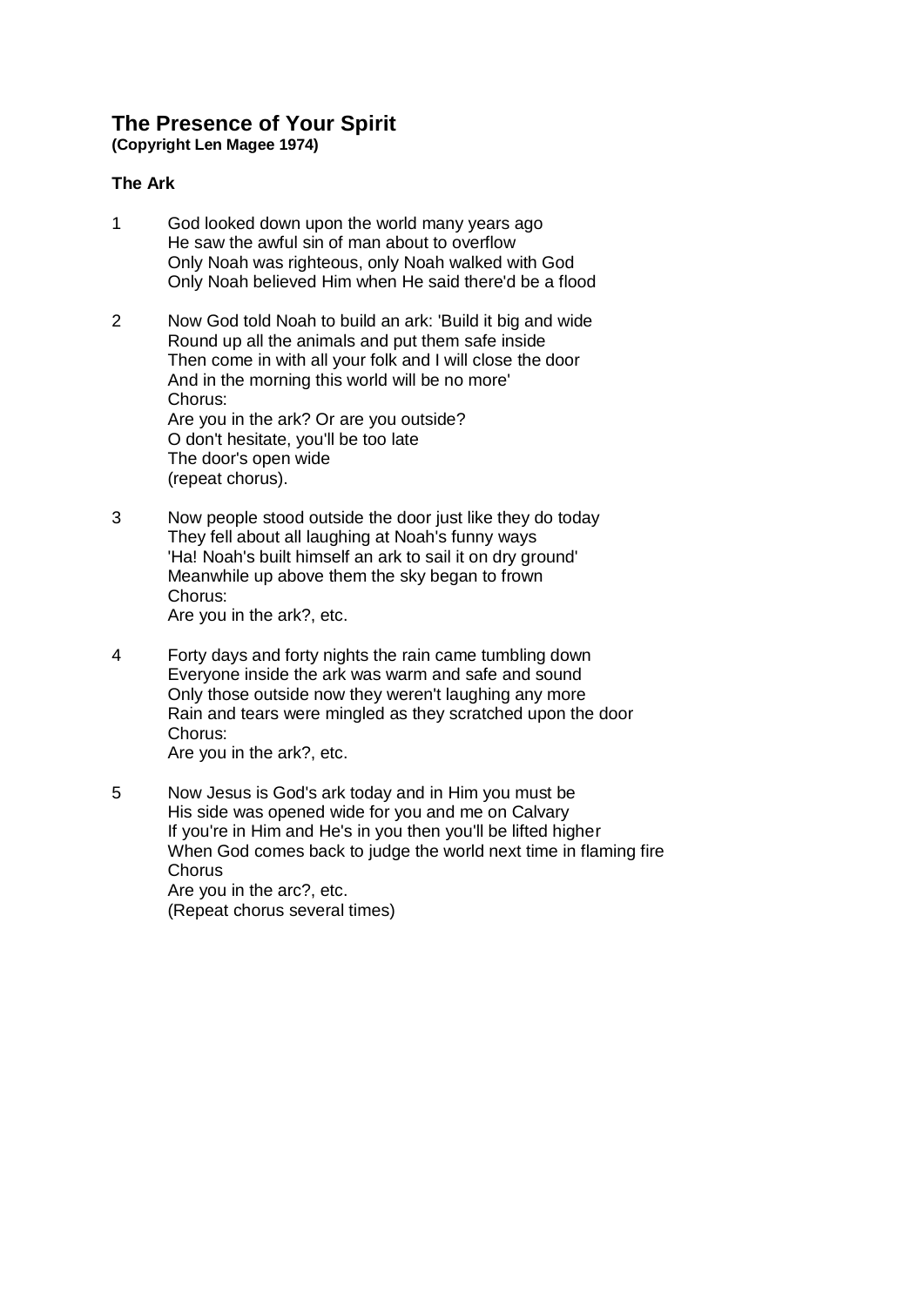# The Presence of Your Spirit

**(Copyright Len Magee 1974)**

### The Ark

1 God looked down upon the world many years ago
He saw the awful sin of man about to overflow
Only Noah was righteous, only Noah walked with God
Only Noah believed Him when He said there'd be a flood

2 Now God told Noah to build an ark: 'Build it big and wide
Round up all the animals and put them safe inside
Then come in with all your folk and I will close the door
And in the morning this world will be no more'
Chorus:
Are you in the ark? Or are you outside?
O don't hesitate, you'll be too late
The door's open wide
(repeat chorus).

3 Now people stood outside the door just like they do today
They fell about all laughing at Noah's funny ways
'Ha! Noah's built himself an ark to sail it on dry ground'
Meanwhile up above them the sky began to frown
Chorus:
Are you in the ark?, etc.

4 Forty days and forty nights the rain came tumbling down
Everyone inside the ark was warm and safe and sound
Only those outside now they weren't laughing any more
Rain and tears were mingled as they scratched upon the door
Chorus:
Are you in the ark?, etc.

5 Now Jesus is God's ark today and in Him you must be
His side was opened wide for you and me on Calvary
If you're in Him and He's in you then you'll be lifted higher
When God comes back to judge the world next time in flaming fire
Chorus
Are you in the arc?, etc.
(Repeat chorus several times)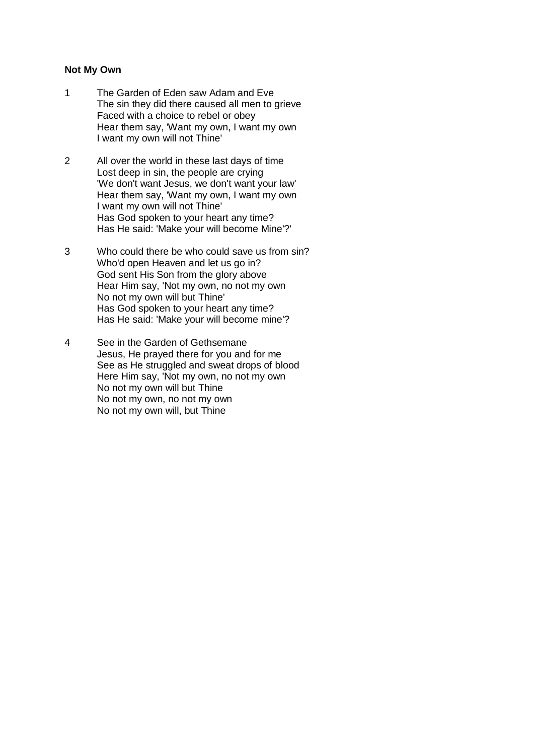**Not My Own**

1 The Garden of Eden saw Adam and Eve  
The sin they did there caused all men to grieve  
Faced with a choice to rebel or obey  
Hear them say, 'Want my own, I want my own  
I want my own will not Thine'

2 All over the world in these last days of time  
Lost deep in sin, the people are crying  
'We don't want Jesus, we don't want your law'  
Hear them say, 'Want my own, I want my own  
I want my own will not Thine'  
Has God spoken to your heart any time?  
Has He said: 'Make your will become Mine'?'

3 Who could there be who could save us from sin?  
Who'd open Heaven and let us go in?  
God sent His Son from the glory above  
Hear Him say, 'Not my own, no not my own  
No not my own will but Thine'  
Has God spoken to your heart any time?  
Has He said: 'Make your will become mine'?

4 See in the Garden of Gethsemane  
Jesus, He prayed there for you and for me  
See as He struggled and sweat drops of blood  
Here Him say, 'Not my own, no not my own  
No not my own will but Thine  
No not my own, no not my own  
No not my own will, but Thine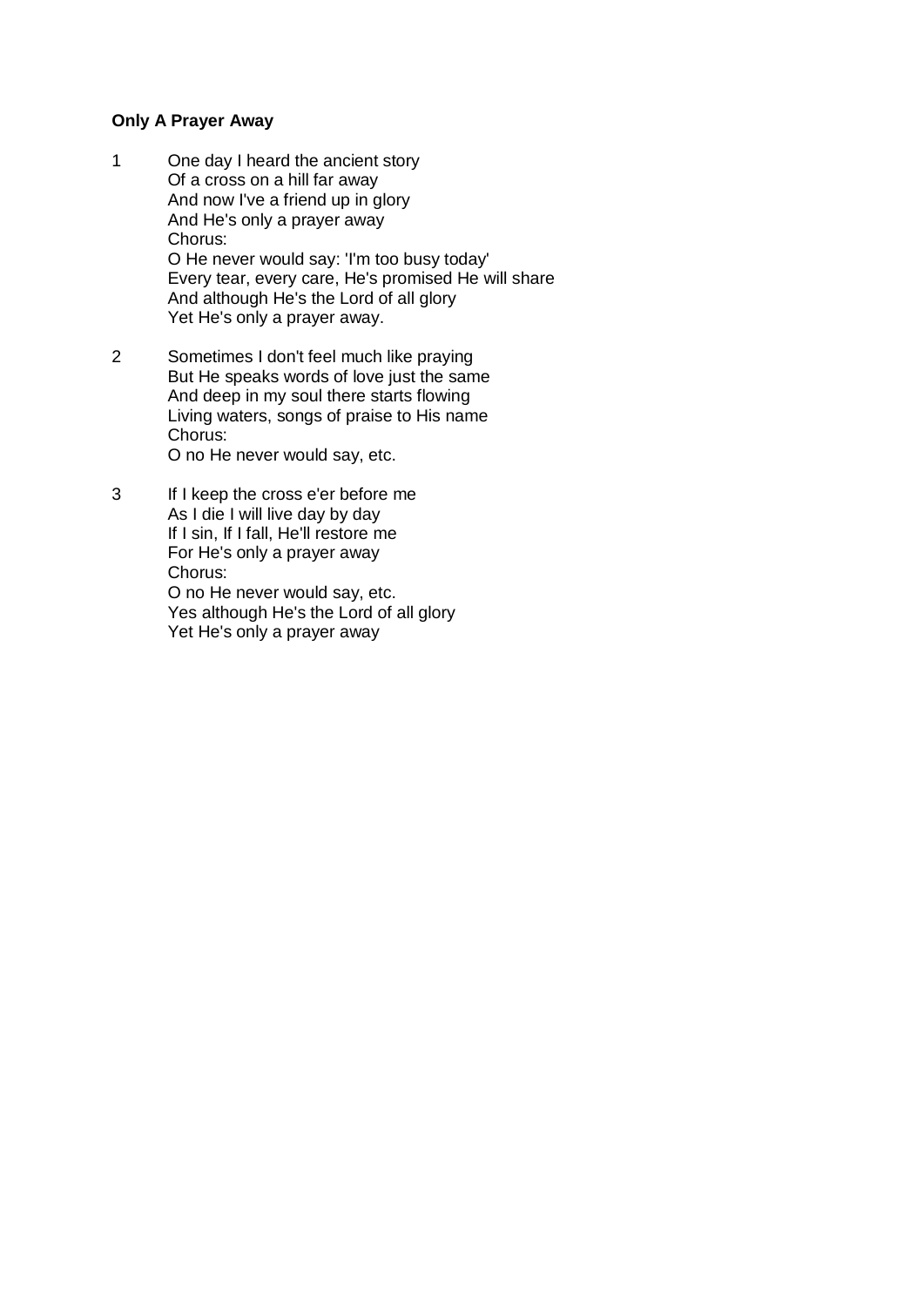**Only A Prayer Away**

1 One day I heard the ancient story
Of a cross on a hill far away
And now I've a friend up in glory
And He's only a prayer away
Chorus:
O He never would say: 'I'm too busy today'
Every tear, every care, He's promised He will share
And although He's the Lord of all glory
Yet He's only a prayer away.

2 Sometimes I don't feel much like praying
But He speaks words of love just the same
And deep in my soul there starts flowing
Living waters, songs of praise to His name
Chorus:
O no He never would say, etc.

3 If I keep the cross e'er before me
As I die I will live day by day
If I sin, If I fall, He'll restore me
For He's only a prayer away
Chorus:
O no He never would say, etc.
Yes although He's the Lord of all glory
Yet He's only a prayer away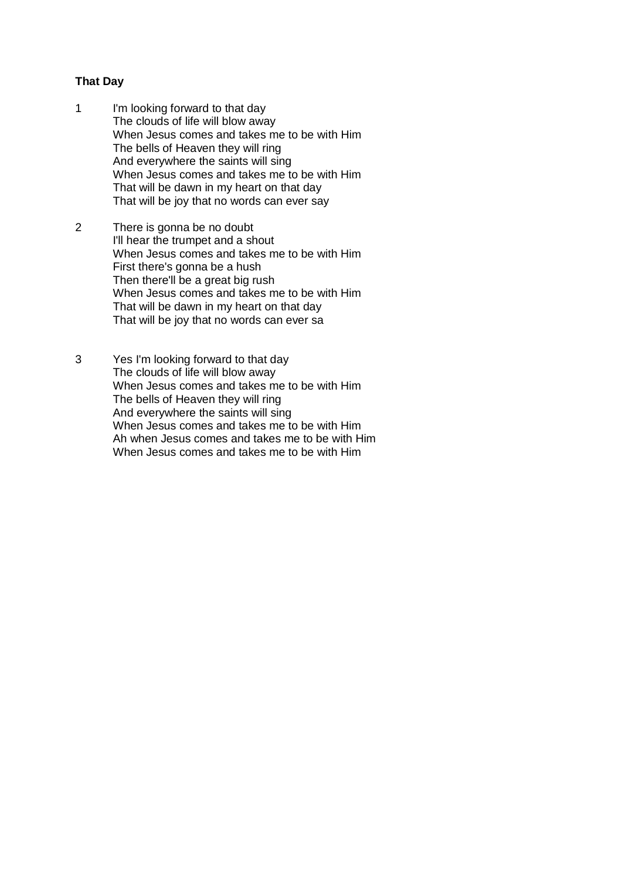**That Day**

1 I'm looking forward to that day
The clouds of life will blow away
When Jesus comes and takes me to be with Him
The bells of Heaven they will ring
And everywhere the saints will sing
When Jesus comes and takes me to be with Him
That will be dawn in my heart on that day
That will be joy that no words can ever say

2 There is gonna be no doubt
I'll hear the trumpet and a shout
When Jesus comes and takes me to be with Him
First there's gonna be a hush
Then there'll be a great big rush
When Jesus comes and takes me to be with Him
That will be dawn in my heart on that day
That will be joy that no words can ever sa

3 Yes I'm looking forward to that day
The clouds of life will blow away
When Jesus comes and takes me to be with Him
The bells of Heaven they will ring
And everywhere the saints will sing
When Jesus comes and takes me to be with Him
Ah when Jesus comes and takes me to be with Him
When Jesus comes and takes me to be with Him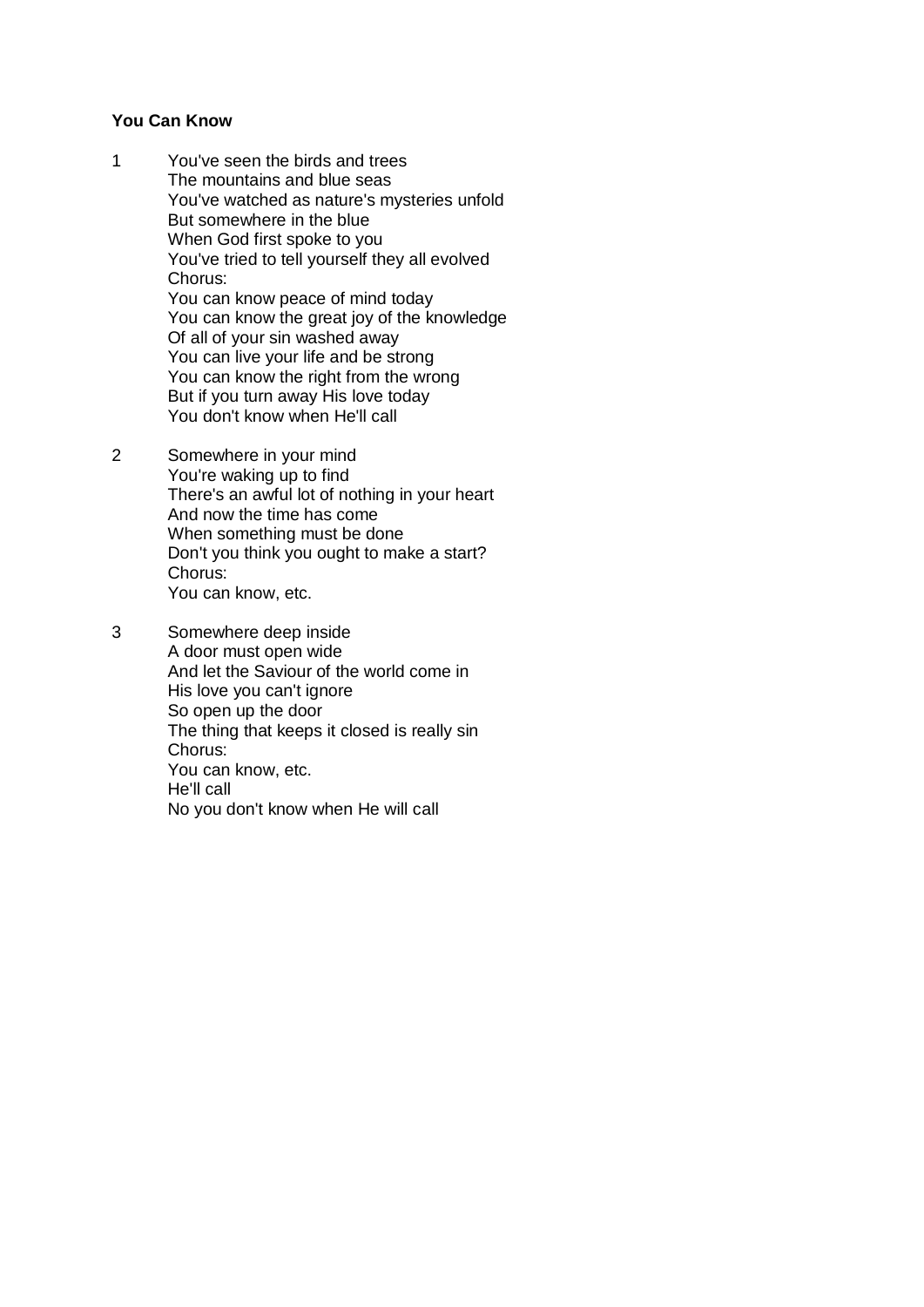**You Can Know**

1 You've seen the birds and trees
The mountains and blue seas
You've watched as nature's mysteries unfold
But somewhere in the blue
When God first spoke to you
You've tried to tell yourself they all evolved
Chorus:
You can know peace of mind today
You can know the great joy of the knowledge
Of all of your sin washed away
You can live your life and be strong
You can know the right from the wrong
But if you turn away His love today
You don't know when He'll call

2 Somewhere in your mind
You're waking up to find
There's an awful lot of nothing in your heart
And now the time has come
When something must be done
Don't you think you ought to make a start?
Chorus:
You can know, etc.

3 Somewhere deep inside
A door must open wide
And let the Saviour of the world come in
His love you can't ignore
So open up the door
The thing that keeps it closed is really sin
Chorus:
You can know, etc.
He'll call
No you don't know when He will call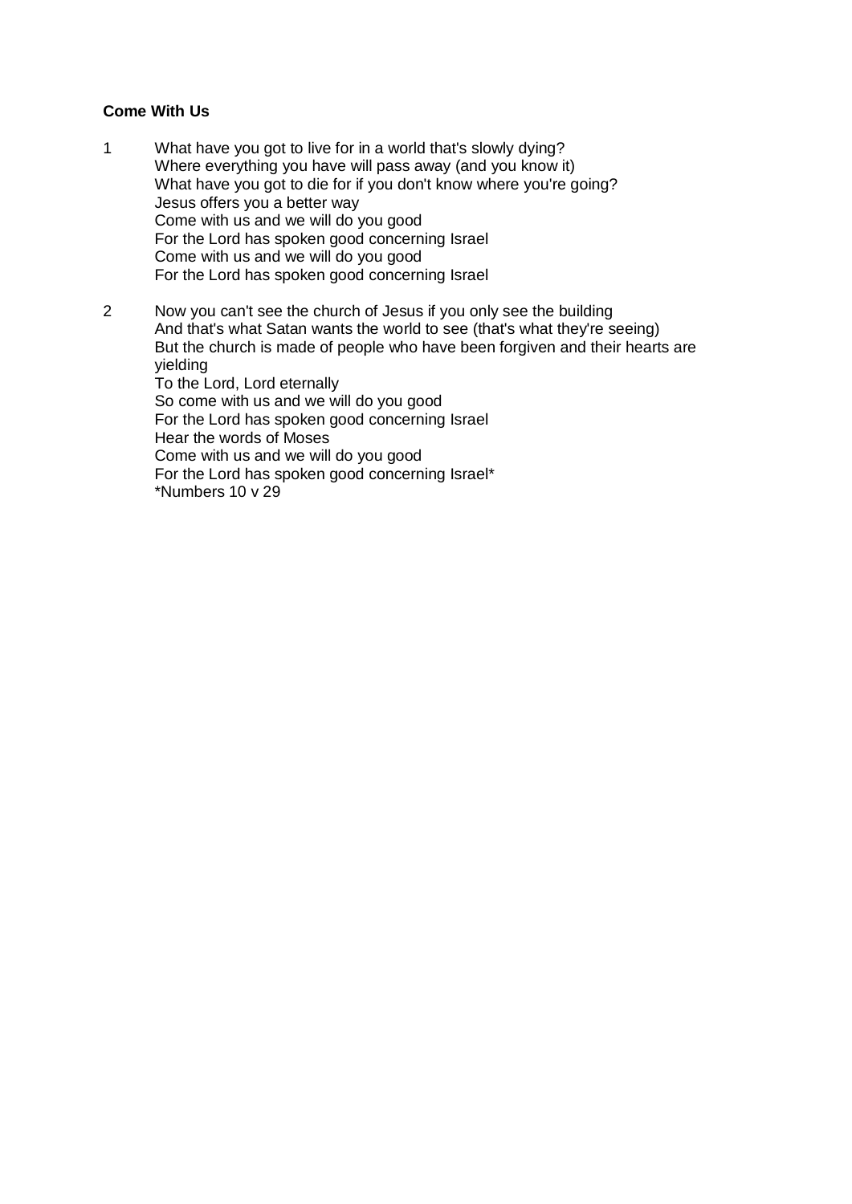**Come With Us**

1 What have you got to live for in a world that's slowly dying?
Where everything you have will pass away (and you know it)
What have you got to die for if you don't know where you're going?
Jesus offers you a better way
Come with us and we will do you good
For the Lord has spoken good concerning Israel
Come with us and we will do you good
For the Lord has spoken good concerning Israel

2 Now you can't see the church of Jesus if you only see the building
And that's what Satan wants the world to see (that's what they're seeing)
But the church is made of people who have been forgiven and their hearts are yielding
To the Lord, Lord eternally
So come with us and we will do you good
For the Lord has spoken good concerning Israel
Hear the words of Moses
Come with us and we will do you good
For the Lord has spoken good concerning Israel*
*Numbers 10 v 29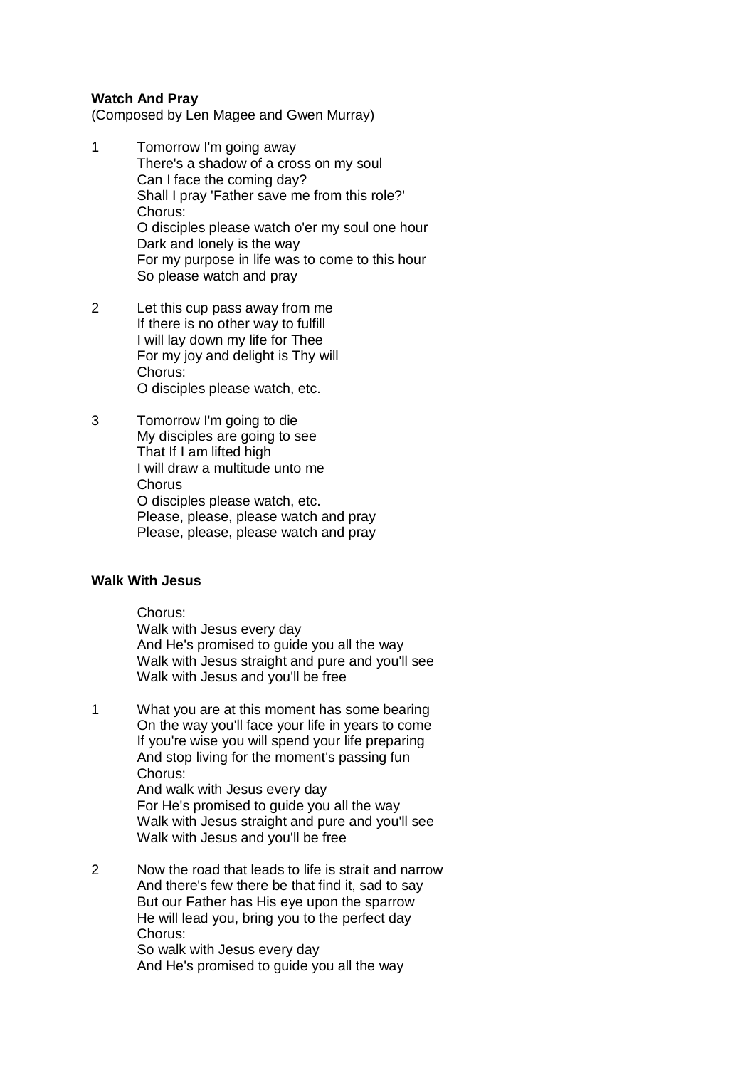**Watch And Pray**
(Composed by Len Magee and Gwen Murray)

1 Tomorrow I'm going away
There's a shadow of a cross on my soul
Can I face the coming day?
Shall I pray 'Father save me from this role?'
Chorus:
O disciples please watch o'er my soul one hour
Dark and lonely is the way
For my purpose in life was to come to this hour
So please watch and pray

2 Let this cup pass away from me
If there is no other way to fulfill
I will lay down my life for Thee
For my joy and delight is Thy will
Chorus:
O disciples please watch, etc.

3 Tomorrow I'm going to die
My disciples are going to see
That If I am lifted high
I will draw a multitude unto me
Chorus
O disciples please watch, etc.
Please, please, please watch and pray
Please, please, please watch and pray

**Walk With Jesus**

Chorus:
Walk with Jesus every day
And He's promised to guide you all the way
Walk with Jesus straight and pure and you'll see
Walk with Jesus and you'll be free

1 What you are at this moment has some bearing
On the way you'll face your life in years to come
If you're wise you will spend your life preparing
And stop living for the moment's passing fun
Chorus:
And walk with Jesus every day
For He's promised to guide you all the way
Walk with Jesus straight and pure and you'll see
Walk with Jesus and you'll be free

2 Now the road that leads to life is strait and narrow
And there's few there be that find it, sad to say
But our Father has His eye upon the sparrow
He will lead you, bring you to the perfect day
Chorus:
So walk with Jesus every day
And He's promised to guide you all the way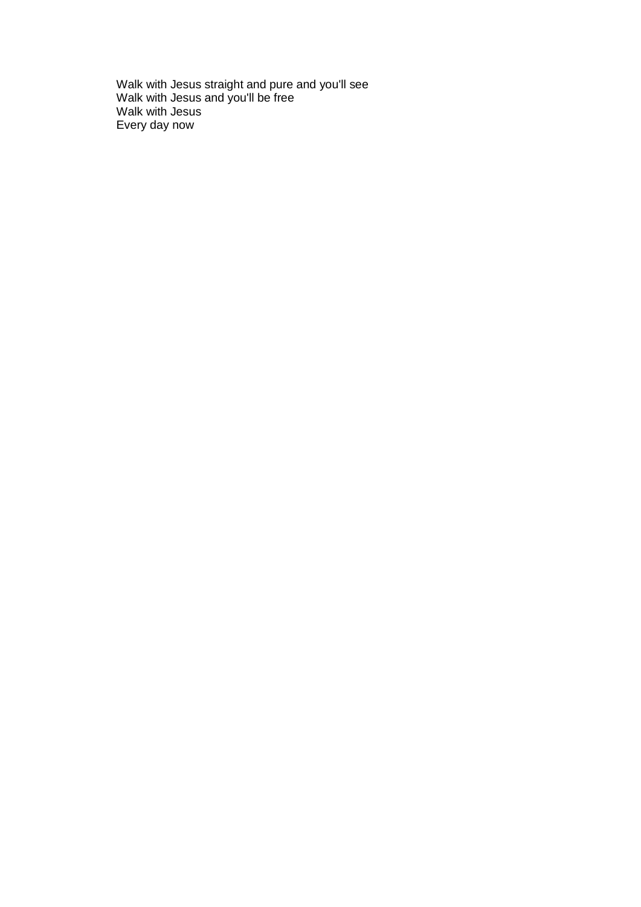Walk with Jesus straight and pure and you'll see
Walk with Jesus and you'll be free
Walk with Jesus
Every day now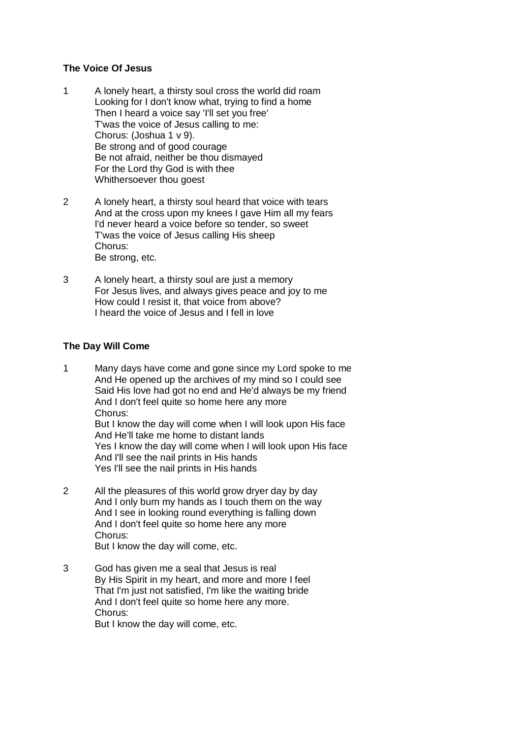**The Voice Of Jesus**

1 A lonely heart, a thirsty soul cross the world did roam
Looking for I don't know what, trying to find a home
Then I heard a voice say 'I'll set you free'
T'was the voice of Jesus calling to me:
Chorus: (Joshua 1 v 9).
Be strong and of good courage
Be not afraid, neither be thou dismayed
For the Lord thy God is with thee
Whithersoever thou goest

2 A lonely heart, a thirsty soul heard that voice with tears
And at the cross upon my knees I gave Him all my fears
I'd never heard a voice before so tender, so sweet
T'was the voice of Jesus calling His sheep
Chorus:
Be strong, etc.

3 A lonely heart, a thirsty soul are just a memory
For Jesus lives, and always gives peace and joy to me
How could I resist it, that voice from above?
I heard the voice of Jesus and I fell in love

**The Day Will Come**

1 Many days have come and gone since my Lord spoke to me
And He opened up the archives of my mind so I could see
Said His love had got no end and He'd always be my friend
And I don't feel quite so home here any more
Chorus:
But I know the day will come when I will look upon His face
And He'll take me home to distant lands
Yes I know the day will come when I will look upon His face
And I'll see the nail prints in His hands
Yes I'll see the nail prints in His hands

2 All the pleasures of this world grow dryer day by day
And I only burn my hands as I touch them on the way
And I see in looking round everything is falling down
And I don't feel quite so home here any more
Chorus:
But I know the day will come, etc.

3 God has given me a seal that Jesus is real
By His Spirit in my heart, and more and more I feel
That I'm just not satisfied, I'm like the waiting bride
And I don't feel quite so home here any more.
Chorus:
But I know the day will come, etc.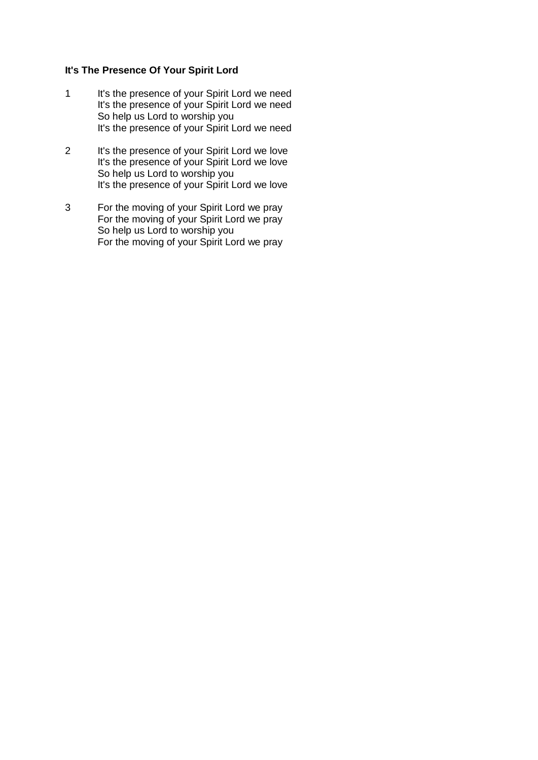**It's The Presence Of Your Spirit Lord**

1 It's the presence of your Spirit Lord we need
It's the presence of your Spirit Lord we need
So help us Lord to worship you
It's the presence of your Spirit Lord we need

2 It's the presence of your Spirit Lord we love
It's the presence of your Spirit Lord we love
So help us Lord to worship you
It's the presence of your Spirit Lord we love

3 For the moving of your Spirit Lord we pray
For the moving of your Spirit Lord we pray
So help us Lord to worship you
For the moving of your Spirit Lord we pray